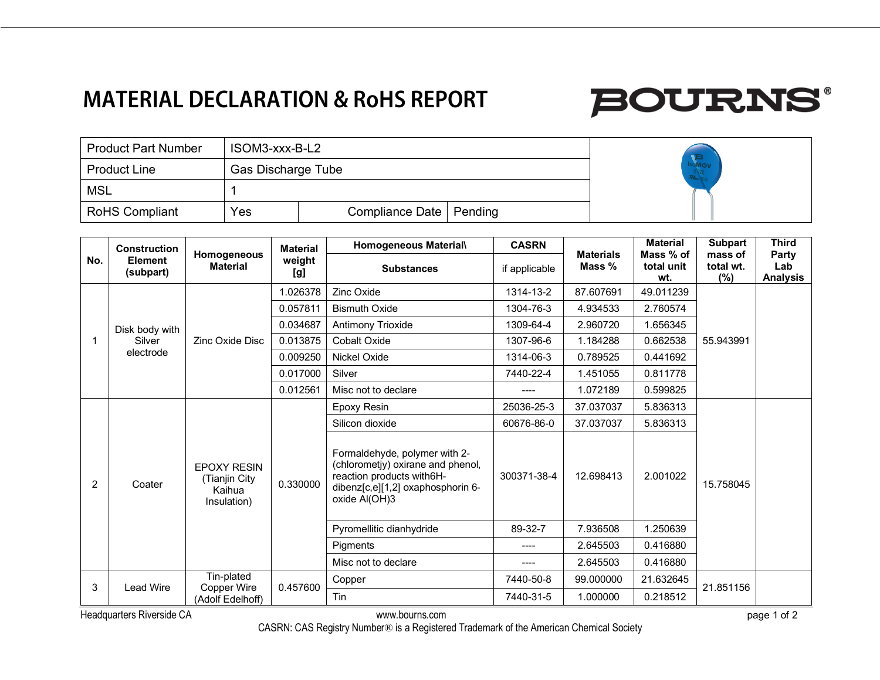# MATERIAL DECLARATION & RoHS REPORT

| Product Part Number | ISOM3-xxx-B-L2 | | |
|---|---|---|---|
| Product Line | Gas Discharge Tube | | |
| MSL | 1 | | |
| RoHS Compliant | Yes | Compliance Date | Pending |

| No. | Construction Element (subpart) | Homogeneous Material | Material weight [g] | Homogeneous Material\ Substances | CASRN if applicable | Materials Mass % | Material Mass % of total unit wt. | Subpart mass of total wt. (%) | Third Party Lab Analysis |
|---|---|---|---|---|---|---|---|---|---|
| 1 | Disk body with Silver electrode | Zinc Oxide Disc | 1.026378 | Zinc Oxide | 1314-13-2 | 87.607691 | 49.011239 | 55.943991 | |
| | | | 0.057811 | Bismuth Oxide | 1304-76-3 | 4.934533 | 2.760574 | | |
| | | | 0.034687 | Antimony Trioxide | 1309-64-4 | 2.960720 | 1.656345 | | |
| | | | 0.013875 | Cobalt Oxide | 1307-96-6 | 1.184288 | 0.662538 | | |
| | | | 0.009250 | Nickel Oxide | 1314-06-3 | 0.789525 | 0.441692 | | |
| | | | 0.017000 | Silver | 7440-22-4 | 1.451055 | 0.811778 | | |
| | | | 0.012561 | Misc not to declare | ---- | 1.072189 | 0.599825 | | |
| 2 | Coater | EPOXY RESIN (Tianjin City Kaihua Insulation) | 0.330000 | Epoxy Resin | 25036-25-3 | 37.037037 | 5.836313 | 15.758045 | |
| | | | | Silicon dioxide | 60676-86-0 | 37.037037 | 5.836313 | | |
| | | | | Formaldehyde, polymer with 2-(chlorometjy) oxirane and phenol, reaction products with6H-dibenz[c,e][1,2] oxaphosphorin 6-oxide Al(OH)3 | 300371-38-4 | 12.698413 | 2.001022 | | |
| | | | | Pyromellitic dianhydride | 89-32-7 | 7.936508 | 1.250639 | | |
| | | | | Pigments | ---- | 2.645503 | 0.416880 | | |
| | | | | Misc not to declare | ---- | 2.645503 | 0.416880 | | |
| 3 | Lead Wire | Tin-plated Copper Wire (Adolf Edelhoff) | 0.457600 | Copper | 7440-50-8 | 99.000000 | 21.632645 | 21.851156 | |
| | | | | Tin | 7440-31-5 | 1.000000 | 0.218512 | | |

Headquarters Riverside CA www.bourns.com

CASRN: CAS Registry Number® is a Registered Trademark of the American Chemical Society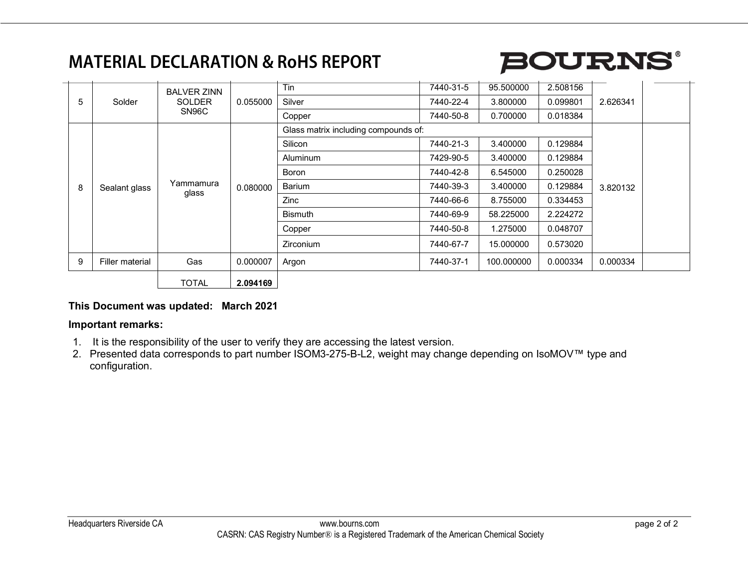# MATERIAL DECLARATION & RoHS REPORT

| | | | | | | | | | |
|---|---|---|---|---|---|---|---|---|---|
| 5 | Solder | BALVER ZINN SOLDER SN96C | 0.055000 | Tin | 7440-31-5 | 95.500000 | 2.508156 | 2.626341 | |
| | | | | Silver | 7440-22-4 | 3.800000 | 0.099801 | | |
| | | | | Copper | 7440-50-8 | 0.700000 | 0.018384 | | |
| 8 | Sealant glass | Yammamura glass | 0.080000 | Glass matrix including compounds of: | | | | 3.820132 | |
| | | | | Silicon | 7440-21-3 | 3.400000 | 0.129884 | | |
| | | | | Aluminum | 7429-90-5 | 3.400000 | 0.129884 | | |
| | | | | Boron | 7440-42-8 | 6.545000 | 0.250028 | | |
| | | | | Barium | 7440-39-3 | 3.400000 | 0.129884 | | |
| | | | | Zinc | 7440-66-6 | 8.755000 | 0.334453 | | |
| | | | | Bismuth | 7440-69-9 | 58.225000 | 2.224272 | | |
| | | | | Copper | 7440-50-8 | 1.275000 | 0.048707 | | |
| | | | | Zirconium | 7440-67-7 | 15.000000 | 0.573020 | | |
| 9 | Filler material | Gas | 0.000007 | Argon | 7440-37-1 | 100.000000 | 0.000334 | 0.000334 | |
| | | TOTAL | **2.094169** | | | | | | |

**This Document was updated: March 2021**

**Important remarks:**

1. It is the responsibility of the user to verify they are accessing the latest version.
2. Presented data corresponds to part number ISOM3-275-B-L2, weight may change depending on IsoMOV™ type and configuration.

Headquarters Riverside CA www.bourns.com

CASRN: CAS Registry Number® is a Registered Trademark of the American Chemical Society